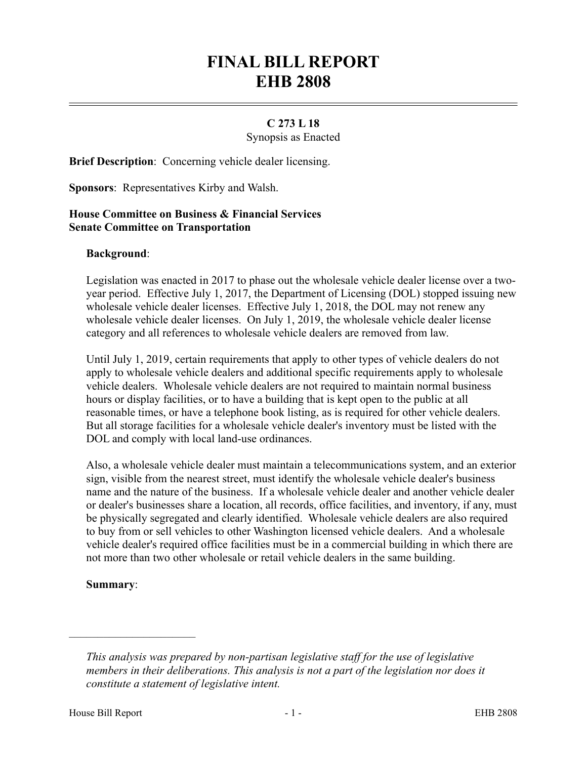# FINAL BILL REPORT
# EHB 2808

**C 273 L 18**
Synopsis as Enacted

**Brief Description**: Concerning vehicle dealer licensing.

**Sponsors**: Representatives Kirby and Walsh.

**House Committee on Business & Financial Services**
**Senate Committee on Transportation**

**Background**:

Legislation was enacted in 2017 to phase out the wholesale vehicle dealer license over a two-year period. Effective July 1, 2017, the Department of Licensing (DOL) stopped issuing new wholesale vehicle dealer licenses. Effective July 1, 2018, the DOL may not renew any wholesale vehicle dealer licenses. On July 1, 2019, the wholesale vehicle dealer license category and all references to wholesale vehicle dealers are removed from law.

Until July 1, 2019, certain requirements that apply to other types of vehicle dealers do not apply to wholesale vehicle dealers and additional specific requirements apply to wholesale vehicle dealers. Wholesale vehicle dealers are not required to maintain normal business hours or display facilities, or to have a building that is kept open to the public at all reasonable times, or have a telephone book listing, as is required for other vehicle dealers. But all storage facilities for a wholesale vehicle dealer's inventory must be listed with the DOL and comply with local land-use ordinances.

Also, a wholesale vehicle dealer must maintain a telecommunications system, and an exterior sign, visible from the nearest street, must identify the wholesale vehicle dealer's business name and the nature of the business. If a wholesale vehicle dealer and another vehicle dealer or dealer's businesses share a location, all records, office facilities, and inventory, if any, must be physically segregated and clearly identified. Wholesale vehicle dealers are also required to buy from or sell vehicles to other Washington licensed vehicle dealers. And a wholesale vehicle dealer's required office facilities must be in a commercial building in which there are not more than two other wholesale or retail vehicle dealers in the same building.

**Summary**:

---

*This analysis was prepared by non-partisan legislative staff for the use of legislative members in their deliberations. This analysis is not a part of the legislation nor does it constitute a statement of legislative intent.*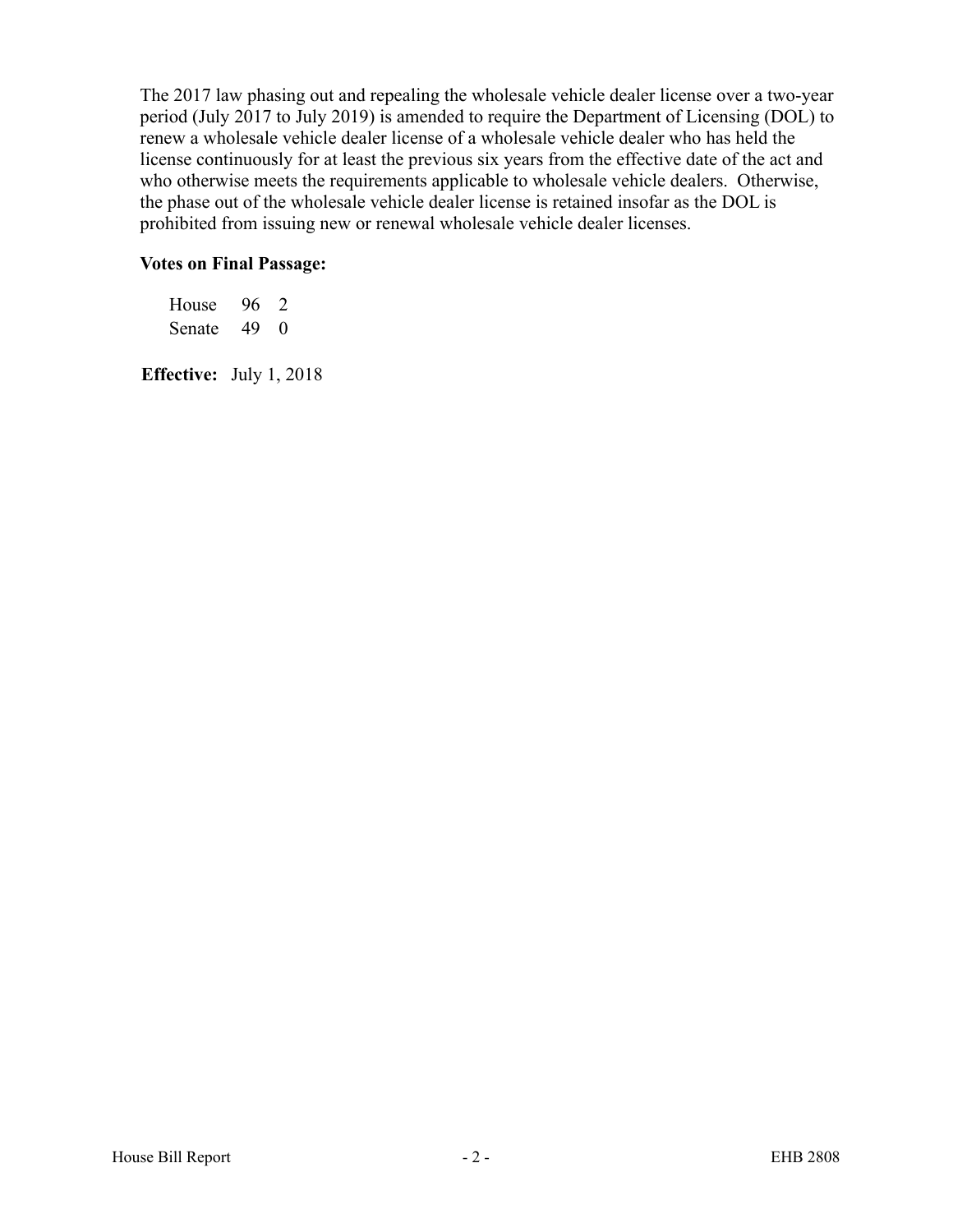The 2017 law phasing out and repealing the wholesale vehicle dealer license over a two-year period (July 2017 to July 2019) is amended to require the Department of Licensing (DOL) to renew a wholesale vehicle dealer license of a wholesale vehicle dealer who has held the license continuously for at least the previous six years from the effective date of the act and who otherwise meets the requirements applicable to wholesale vehicle dealers. Otherwise, the phase out of the wholesale vehicle dealer license is retained insofar as the DOL is prohibited from issuing new or renewal wholesale vehicle dealer licenses.

**Votes on Final Passage:**

| | | |
|---|---|---|
| House | 96 | 2 |
| Senate | 49 | 0 |

**Effective:** July 1, 2018